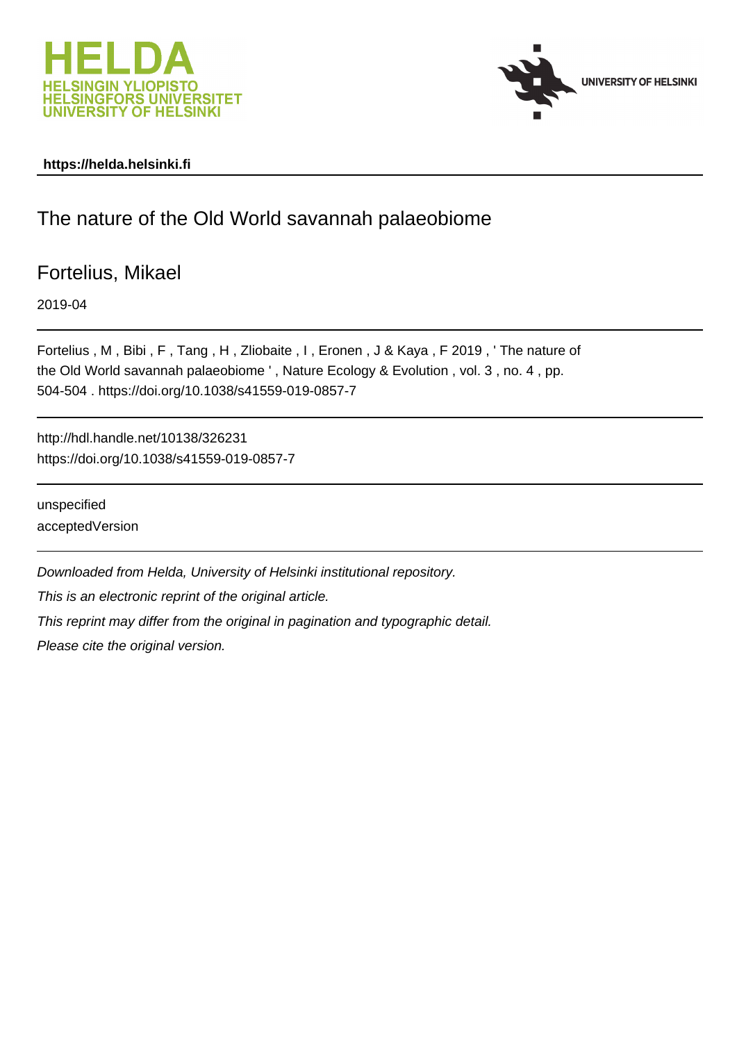https://helda.helsinki.fi

# The nature of the Old World savannah palaeobiome

Fortelius, Mikael

2019-04

Fortelius , M , Bibi , F , Tang , H , Zliobaite , I , Eronen , J & Kaya , F 2019 , ' The nature of the Old World savannah palaeobiome ' , Nature Ecology & Evolution , vol. 3 , no. 4 , pp. 504-504 . https://doi.org/10.1038/s41559-019-0857-7

http://hdl.handle.net/10138/326231
https://doi.org/10.1038/s41559-019-0857-7

unspecified
acceptedVersion

*Downloaded from Helda, University of Helsinki institutional repository.*

*This is an electronic reprint of the original article.*

*This reprint may differ from the original in pagination and typographic detail.*

*Please cite the original version.*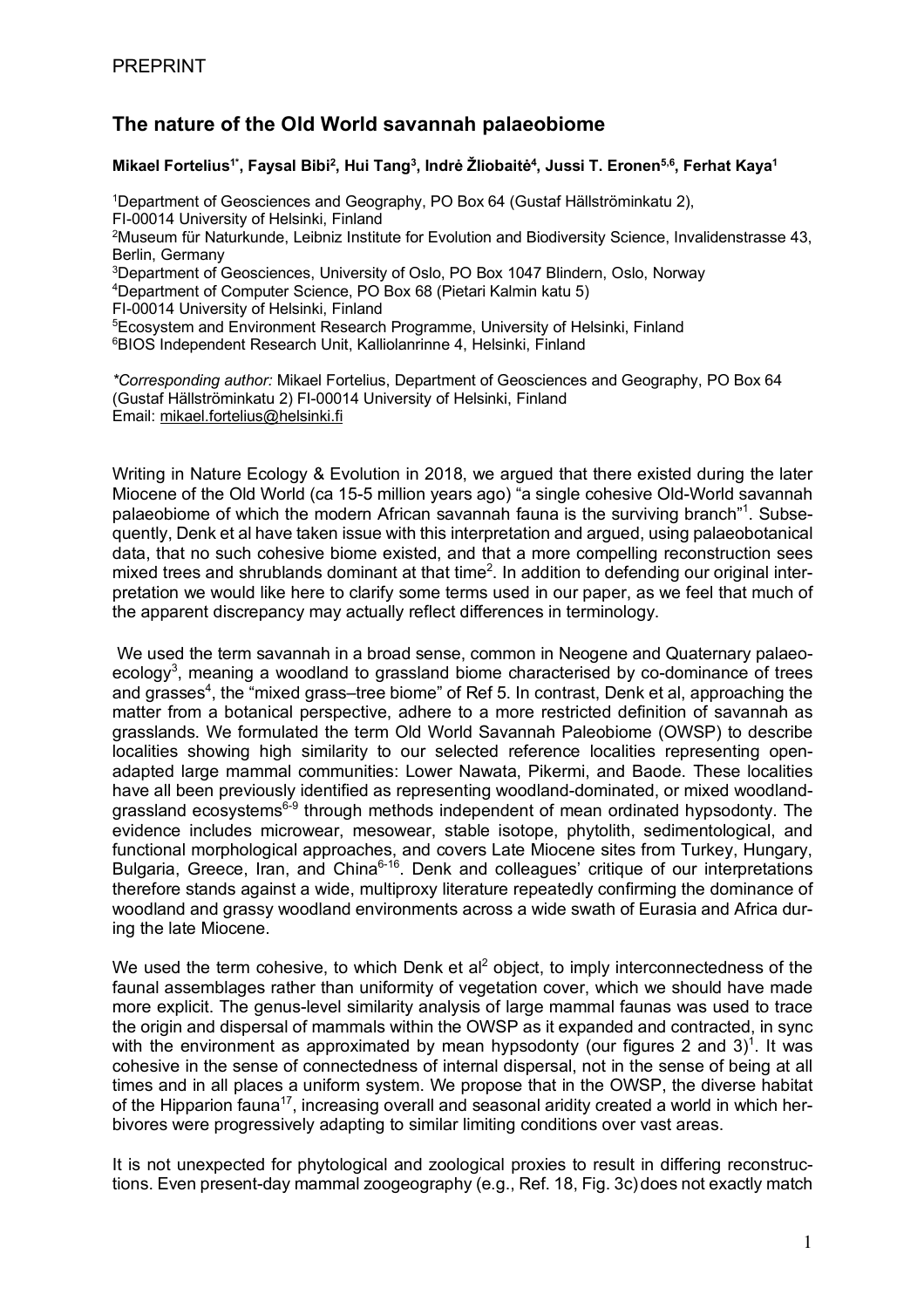PREPRINT

# The nature of the Old World savannah palaeobiome

**Mikael Fortelius[1*], Faysal Bibi[2], Hui Tang[3], Indrė Žliobaitė[4], Jussi T. Eronen[5,6], Ferhat Kaya[1]**

[1]Department of Geosciences and Geography, PO Box 64 (Gustaf Hällströminkatu 2), FI-00014 University of Helsinki, Finland
[2]Museum für Naturkunde, Leibniz Institute for Evolution and Biodiversity Science, Invalidenstrasse 43, Berlin, Germany
[3]Department of Geosciences, University of Oslo, PO Box 1047 Blindern, Oslo, Norway
[4]Department of Computer Science, PO Box 68 (Pietari Kalmin katu 5)
FI-00014 University of Helsinki, Finland
[5]Ecosystem and Environment Research Programme, University of Helsinki, Finland
[6]BIOS Independent Research Unit, Kalliolanrinne 4, Helsinki, Finland

*\*Corresponding author:* Mikael Fortelius, Department of Geosciences and Geography, PO Box 64 (Gustaf Hällströminkatu 2) FI-00014 University of Helsinki, Finland
Email: mikael.fortelius@helsinki.fi

Writing in Nature Ecology & Evolution in 2018, we argued that there existed during the later Miocene of the Old World (ca 15-5 million years ago) "a single cohesive Old-World savannah palaeobiome of which the modern African savannah fauna is the surviving branch"[1]. Subsequently, Denk et al have taken issue with this interpretation and argued, using palaeobotanical data, that no such cohesive biome existed, and that a more compelling reconstruction sees mixed trees and shrublands dominant at that time[2]. In addition to defending our original interpretation we would like here to clarify some terms used in our paper, as we feel that much of the apparent discrepancy may actually reflect differences in terminology.

We used the term savannah in a broad sense, common in Neogene and Quaternary palaeoecology[3], meaning a woodland to grassland biome characterised by co-dominance of trees and grasses[4], the "mixed grass–tree biome" of Ref 5. In contrast, Denk et al, approaching the matter from a botanical perspective, adhere to a more restricted definition of savannah as grasslands. We formulated the term Old World Savannah Paleobiome (OWSP) to describe localities showing high similarity to our selected reference localities representing open-adapted large mammal communities: Lower Nawata, Pikermi, and Baode. These localities have all been previously identified as representing woodland-dominated, or mixed woodland-grassland ecosystems[6-9] through methods independent of mean ordinated hypsodonty. The evidence includes microwear, mesowear, stable isotope, phytolith, sedimentological, and functional morphological approaches, and covers Late Miocene sites from Turkey, Hungary, Bulgaria, Greece, Iran, and China[6-16]. Denk and colleagues' critique of our interpretations therefore stands against a wide, multiproxy literature repeatedly confirming the dominance of woodland and grassy woodland environments across a wide swath of Eurasia and Africa during the late Miocene.

We used the term cohesive, to which Denk et al[2] object, to imply interconnectedness of the faunal assemblages rather than uniformity of vegetation cover, which we should have made more explicit. The genus-level similarity analysis of large mammal faunas was used to trace the origin and dispersal of mammals within the OWSP as it expanded and contracted, in sync with the environment as approximated by mean hypsodonty (our figures 2 and 3)[1]. It was cohesive in the sense of connectedness of internal dispersal, not in the sense of being at all times and in all places a uniform system. We propose that in the OWSP, the diverse habitat of the Hipparion fauna[17], increasing overall and seasonal aridity created a world in which herbivores were progressively adapting to similar limiting conditions over vast areas.

It is not unexpected for phytological and zoological proxies to result in differing reconstructions. Even present-day mammal zoogeography (e.g., Ref. 18, Fig. 3c) does not exactly match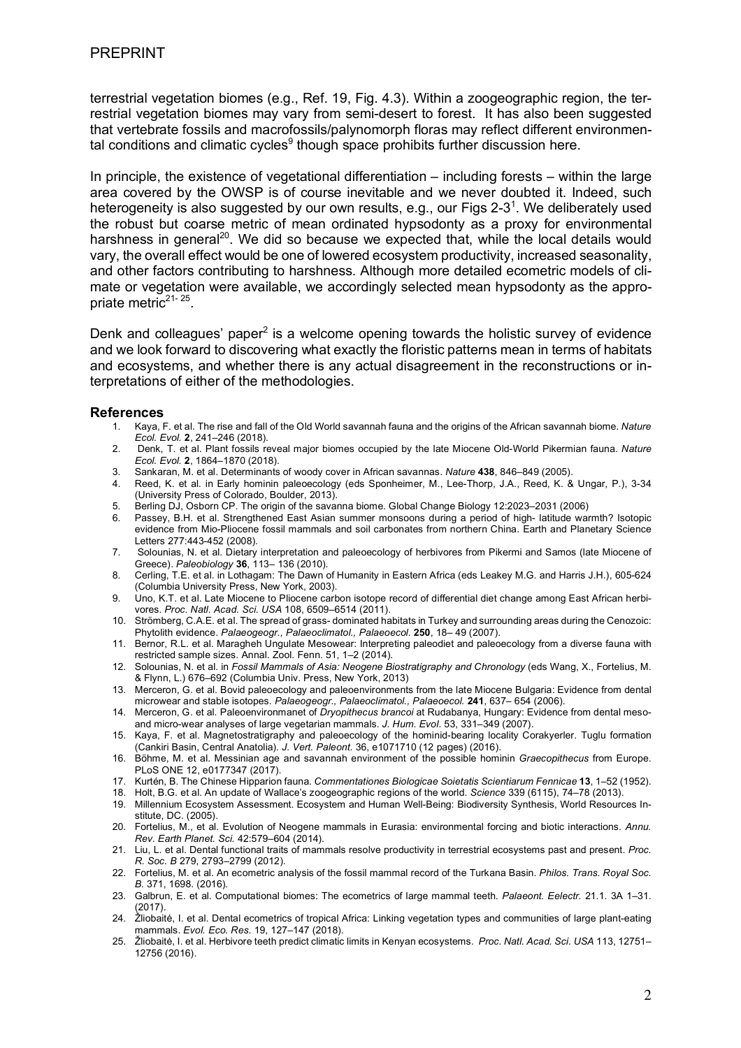terrestrial vegetation biomes (e.g., Ref. 19, Fig. 4.3). Within a zoogeographic region, the terrestrial vegetation biomes may vary from semi-desert to forest. It has also been suggested that vertebrate fossils and macrofossils/palynomorph floras may reflect different environmental conditions and climatic cycles[9] though space prohibits further discussion here.

In principle, the existence of vegetational differentiation – including forests – within the large area covered by the OWSP is of course inevitable and we never doubted it. Indeed, such heterogeneity is also suggested by our own results, e.g., our Figs 2-3[1]. We deliberately used the robust but coarse metric of mean ordinated hypsodonty as a proxy for environmental harshness in general[20]. We did so because we expected that, while the local details would vary, the overall effect would be one of lowered ecosystem productivity, increased seasonality, and other factors contributing to harshness. Although more detailed ecometric models of climate or vegetation were available, we accordingly selected mean hypsodonty as the appropriate metric[21-25].

Denk and colleagues' paper[2] is a welcome opening towards the holistic survey of evidence and we look forward to discovering what exactly the floristic patterns mean in terms of habitats and ecosystems, and whether there is any actual disagreement in the reconstructions or interpretations of either of the methodologies.

## References

1. Kaya, F. et al. The rise and fall of the Old World savannah fauna and the origins of the African savannah biome. *Nature Ecol. Evol.* **2**, 241–246 (2018).
2. Denk, T. et al. Plant fossils reveal major biomes occupied by the late Miocene Old-World Pikermian fauna. *Nature Ecol. Evol.* **2**, 1864–1870 (2018).
3. Sankaran, M. et al. Determinants of woody cover in African savannas. *Nature* **438**, 846–849 (2005).
4. Reed, K. et al. in Early hominin paleoecology (eds Sponheimer, M., Lee-Thorp, J.A., Reed, K. & Ungar, P.), 3-34 (University Press of Colorado, Boulder, 2013).
5. Berling DJ, Osborn CP. The origin of the savanna biome. Global Change Biology 12:2023–2031 (2006)
6. Passey, B.H. et al. Strengthened East Asian summer monsoons during a period of high- latitude warmth? Isotopic evidence from Mio-Pliocene fossil mammals and soil carbonates from northern China. Earth and Planetary Science Letters 277:443-452 (2008).
7. Solounias, N. et al. Dietary interpretation and paleoecology of herbivores from Pikermi and Samos (late Miocene of Greece). *Paleobiology* **36**, 113– 136 (2010).
8. Cerling, T.E. et al. in Lothagam: The Dawn of Humanity in Eastern Africa (eds Leakey M.G. and Harris J.H.), 605-624 (Columbia University Press, New York, 2003).
9. Uno, K.T. et al. Late Miocene to Pliocene carbon isotope record of differential diet change among East African herbivores. *Proc. Natl. Acad. Sci. USA* 108, 6509–6514 (2011).
10. Strömberg, C.A.E. et al. The spread of grass- dominated habitats in Turkey and surrounding areas during the Cenozoic: Phytolith evidence. *Palaeogeogr., Palaeoclimatol., Palaeoecol.* **250**, 18– 49 (2007).
11. Bernor, R.L. et al. Maragheh Ungulate Mesowear: Interpreting paleodiet and paleoecology from a diverse fauna with restricted sample sizes. Annal. Zool. Fenn. 51, 1–2 (2014).
12. Solounias, N. et al. in *Fossil Mammals of Asia: Neogene Biostratigraphy and Chronology* (eds Wang, X., Fortelius, M. & Flynn, L.) 676–692 (Columbia Univ. Press, New York, 2013)
13. Merceron, G. et al. Bovid paleoecology and paleoenvironments from the late Miocene Bulgaria: Evidence from dental microwear and stable isotopes. *Palaeogeogr., Palaeoclimatol., Palaeoecol.* **241**, 637– 654 (2006).
14. Merceron, G. et al. Paleoenvironmanet of *Dryopithecus brancoi* at Rudabanya, Hungary: Evidence from dental meso- and micro-wear analyses of large vegetarian mammals. *J. Hum. Evol*. 53, 331–349 (2007).
15. Kaya, F. et al. Magnetostratigraphy and paleoecology of the hominid-bearing locality Corakyerler. Tuglu formation (Cankiri Basin, Central Anatolia). *J. Vert. Paleont.* 36, e1071710 (12 pages) (2016).
16. Böhme, M. et al. Messinian age and savannah environment of the possible hominin *Graecopithecus* from Europe. PLoS ONE 12, e0177347 (2017).
17. Kurtén, B. The Chinese Hipparion fauna. *Commentationes Biologicae Soietatis Scientiarum Fennicae* **13**, 1–52 (1952).
18. Holt, B.G. et al. An update of Wallace's zoogeographic regions of the world. *Science* 339 (6115), 74–78 (2013).
19. Millennium Ecosystem Assessment. Ecosystem and Human Well-Being: Biodiversity Synthesis, World Resources Institute, DC. (2005).
20. Fortelius, M., et al. Evolution of Neogene mammals in Eurasia: environmental forcing and biotic interactions. *Annu. Rev. Earth Planet. Sci.* 42:579–604 (2014).
21. Liu, L. et al. Dental functional traits of mammals resolve productivity in terrestrial ecosystems past and present. *Proc. R. Soc. B* 279, 2793–2799 (2012).
22. Fortelius, M. et al. An ecometric analysis of the fossil mammal record of the Turkana Basin. *Philos. Trans. Royal Soc. B.* 371, 1698. (2016).
23. Galbrun, E. et al. Computational biomes: The ecometrics of large mammal teeth. *Palaeont. Eelectr.* 21.1. 3A 1–31. (2017).
24. Žliobaitė, I. et al. Dental ecometrics of tropical Africa: Linking vegetation types and communities of large plant-eating mammals. *Evol. Eco. Res.* 19, 127–147 (2018).
25. Žliobaitė, I. et al. Herbivore teeth predict climatic limits in Kenyan ecosystems. *Proc. Natl. Acad. Sci. USA* 113, 12751–12756 (2016).